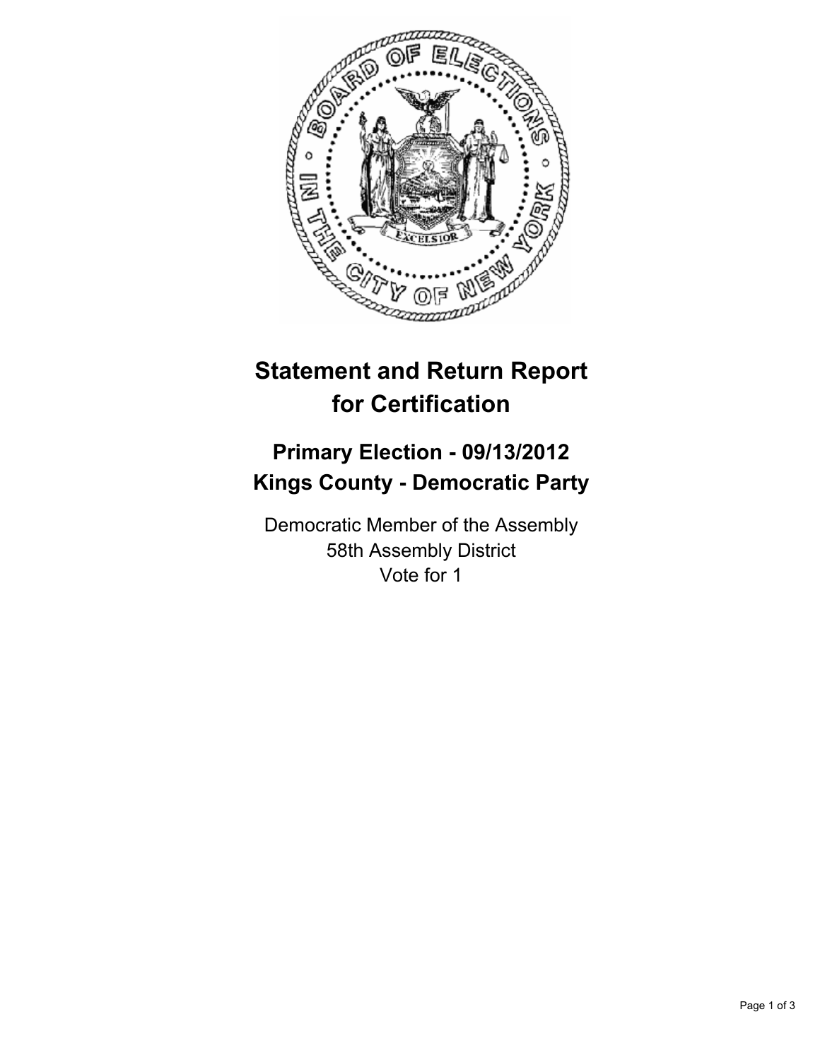# Statement and Return Report for Certification

## Primary Election - 09/13/2012
## Kings County - Democratic Party

Democratic Member of the Assembly
58th Assembly District
Vote for 1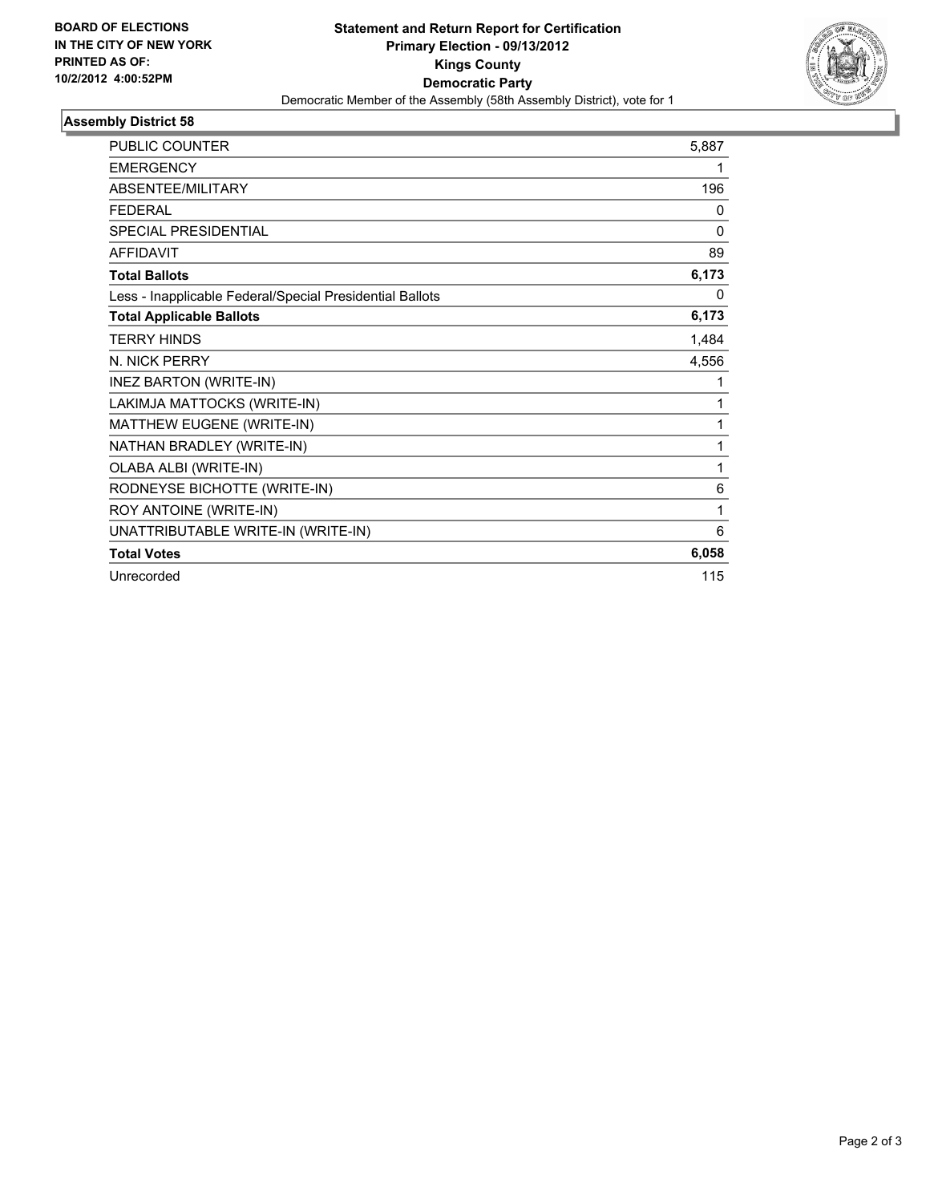**BOARD OF ELECTIONS IN THE CITY OF NEW YORK PRINTED AS OF: 10/2/2012 4:00:52PM**

**Statement and Return Report for Certification**
**Primary Election - 09/13/2012**
**Kings County**
**Democratic Party**
Democratic Member of the Assembly (58th Assembly District), vote for 1

## Assembly District 58

| | |
|---|---|
| PUBLIC COUNTER | 5,887 |
| EMERGENCY | 1 |
| ABSENTEE/MILITARY | 196 |
| FEDERAL | 0 |
| SPECIAL PRESIDENTIAL | 0 |
| AFFIDAVIT | 89 |
| **Total Ballots** | **6,173** |
| Less - Inapplicable Federal/Special Presidential Ballots | 0 |
| **Total Applicable Ballots** | **6,173** |
| TERRY HINDS | 1,484 |
| N. NICK PERRY | 4,556 |
| INEZ BARTON (WRITE-IN) | 1 |
| LAKIMJA MATTOCKS (WRITE-IN) | 1 |
| MATTHEW EUGENE (WRITE-IN) | 1 |
| NATHAN BRADLEY (WRITE-IN) | 1 |
| OLABA ALBI (WRITE-IN) | 1 |
| RODNEYSE BICHOTTE (WRITE-IN) | 6 |
| ROY ANTOINE (WRITE-IN) | 1 |
| UNATTRIBUTABLE WRITE-IN (WRITE-IN) | 6 |
| **Total Votes** | **6,058** |
| Unrecorded | 115 |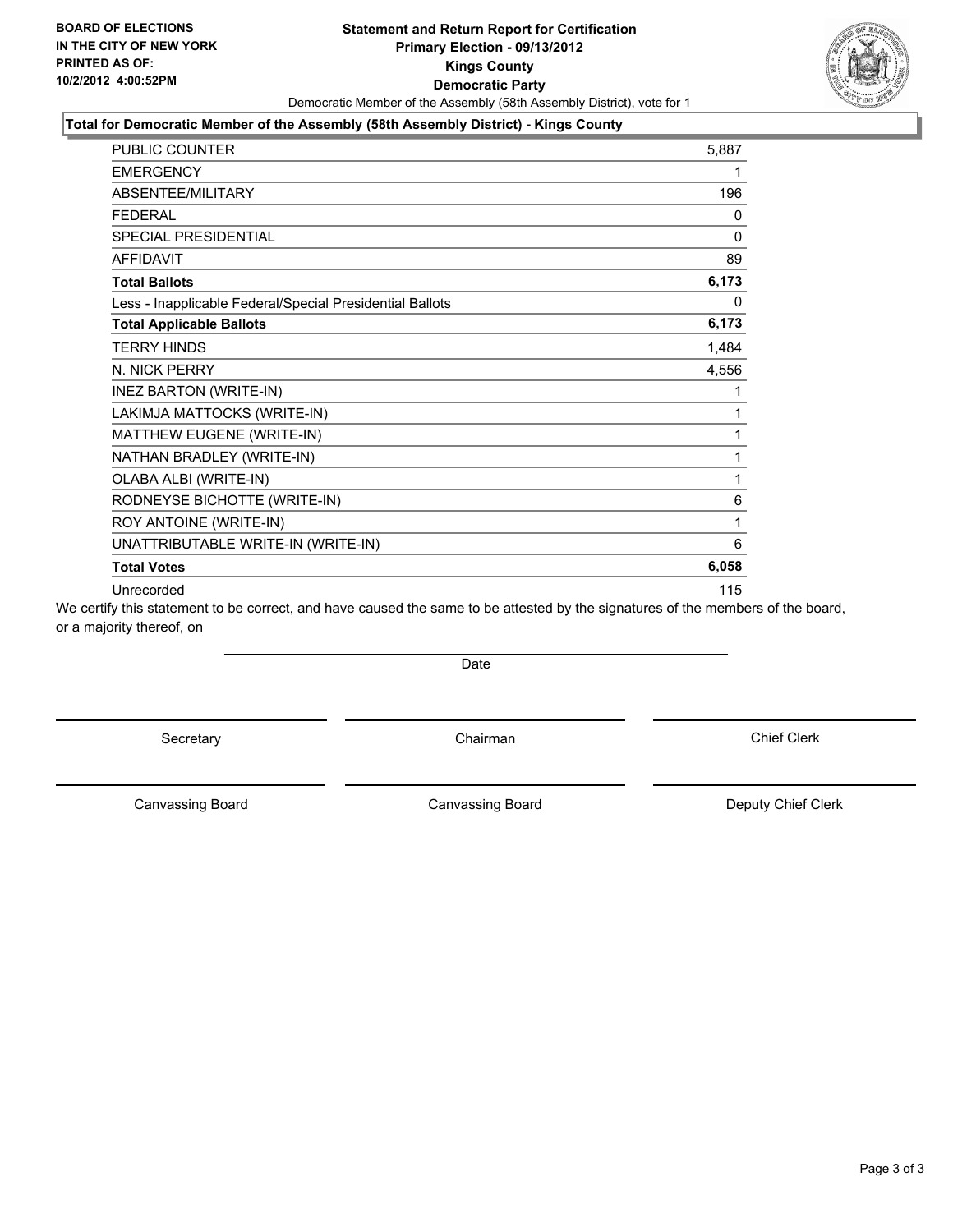**BOARD OF ELECTIONS IN THE CITY OF NEW YORK PRINTED AS OF: 10/2/2012 4:00:52PM**

**Statement and Return Report for Certification**
**Primary Election - 09/13/2012**
**Kings County**
**Democratic Party**
Democratic Member of the Assembly (58th Assembly District), vote for 1

**Total for Democratic Member of the Assembly (58th Assembly District) - Kings County**

| | |
|---|---|
| PUBLIC COUNTER | 5,887 |
| EMERGENCY | 1 |
| ABSENTEE/MILITARY | 196 |
| FEDERAL | 0 |
| SPECIAL PRESIDENTIAL | 0 |
| AFFIDAVIT | 89 |
| **Total Ballots** | **6,173** |
| Less - Inapplicable Federal/Special Presidential Ballots | 0 |
| **Total Applicable Ballots** | **6,173** |
| TERRY HINDS | 1,484 |
| N. NICK PERRY | 4,556 |
| INEZ BARTON (WRITE-IN) | 1 |
| LAKIMJA MATTOCKS (WRITE-IN) | 1 |
| MATTHEW EUGENE (WRITE-IN) | 1 |
| NATHAN BRADLEY (WRITE-IN) | 1 |
| OLABA ALBI (WRITE-IN) | 1 |
| RODNEYSE BICHOTTE (WRITE-IN) | 6 |
| ROY ANTOINE (WRITE-IN) | 1 |
| UNATTRIBUTABLE WRITE-IN (WRITE-IN) | 6 |
| **Total Votes** | **6,058** |
| Unrecorded | 115 |

We certify this statement to be correct, and have caused the same to be attested by the signatures of the members of the board, or a majority thereof, on

Date

Secretary          Chairman          Chief Clerk

Canvassing Board          Canvassing Board          Deputy Chief Clerk